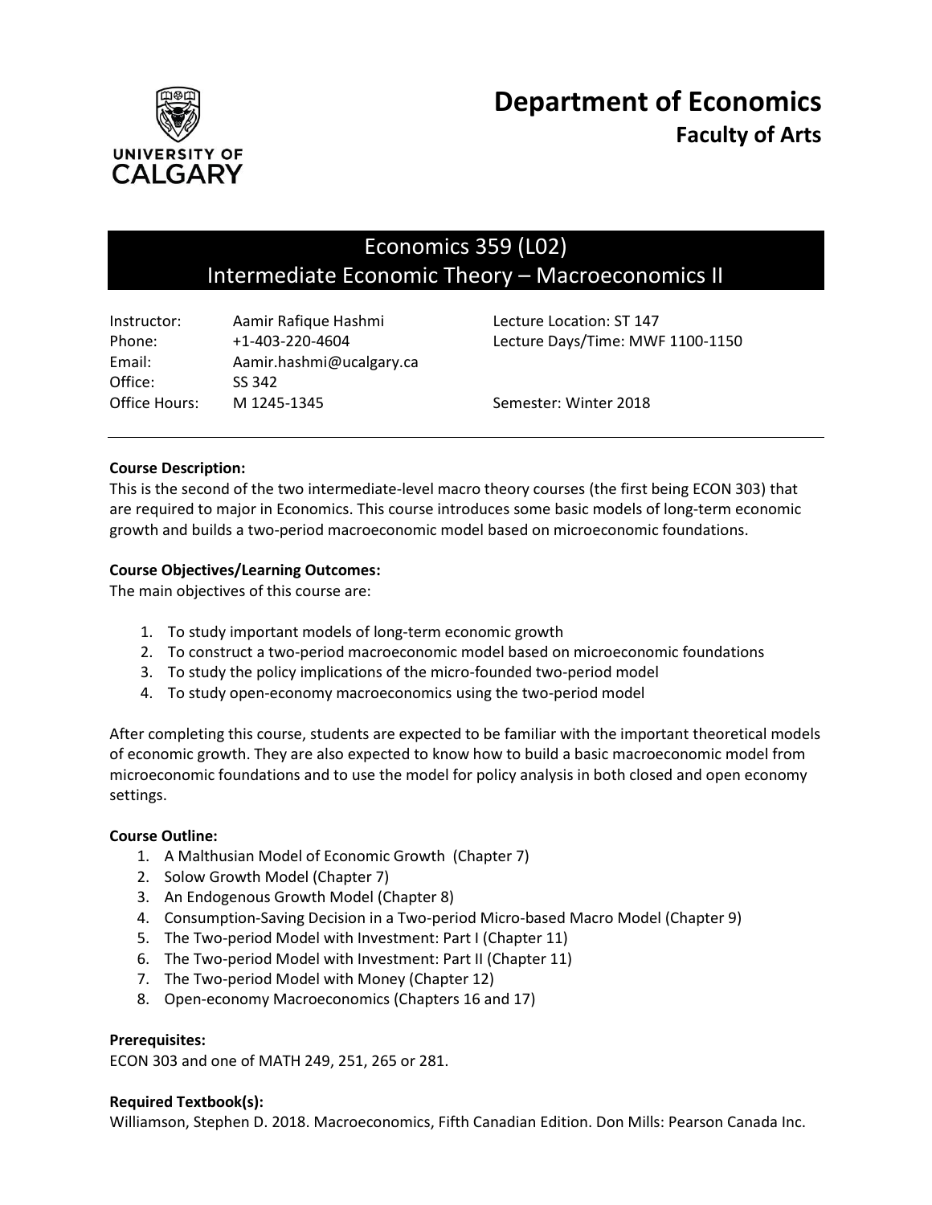# Department of Economics
## Faculty of Arts

## Economics 359 (L02)
## Intermediate Economic Theory – Macroeconomics II

| | | | |
|---|---|---|---|
| Instructor: | Aamir Rafique Hashmi | Lecture Location: | ST 147 |
| Phone: | +1-403-220-4604 | Lecture Days/Time: | MWF 1100-1150 |
| Email: | Aamir.hashmi@ucalgary.ca | | |
| Office: | SS 342 | | |
| Office Hours: | M 1245-1345 | Semester: | Winter 2018 |

---

**Course Description:**
This is the second of the two intermediate-level macro theory courses (the first being ECON 303) that are required to major in Economics. This course introduces some basic models of long-term economic growth and builds a two-period macroeconomic model based on microeconomic foundations.

**Course Objectives/Learning Outcomes:**
The main objectives of this course are:

1. To study important models of long-term economic growth
2. To construct a two-period macroeconomic model based on microeconomic foundations
3. To study the policy implications of the micro-founded two-period model
4. To study open-economy macroeconomics using the two-period model

After completing this course, students are expected to be familiar with the important theoretical models of economic growth. They are also expected to know how to build a basic macroeconomic model from microeconomic foundations and to use the model for policy analysis in both closed and open economy settings.

**Course Outline:**
1. A Malthusian Model of Economic Growth (Chapter 7)
2. Solow Growth Model (Chapter 7)
3. An Endogenous Growth Model (Chapter 8)
4. Consumption-Saving Decision in a Two-period Micro-based Macro Model (Chapter 9)
5. The Two-period Model with Investment: Part I (Chapter 11)
6. The Two-period Model with Investment: Part II (Chapter 11)
7. The Two-period Model with Money (Chapter 12)
8. Open-economy Macroeconomics (Chapters 16 and 17)

**Prerequisites:**
ECON 303 and one of MATH 249, 251, 265 or 281.

**Required Textbook(s):**
Williamson, Stephen D. 2018. Macroeconomics, Fifth Canadian Edition. Don Mills: Pearson Canada Inc.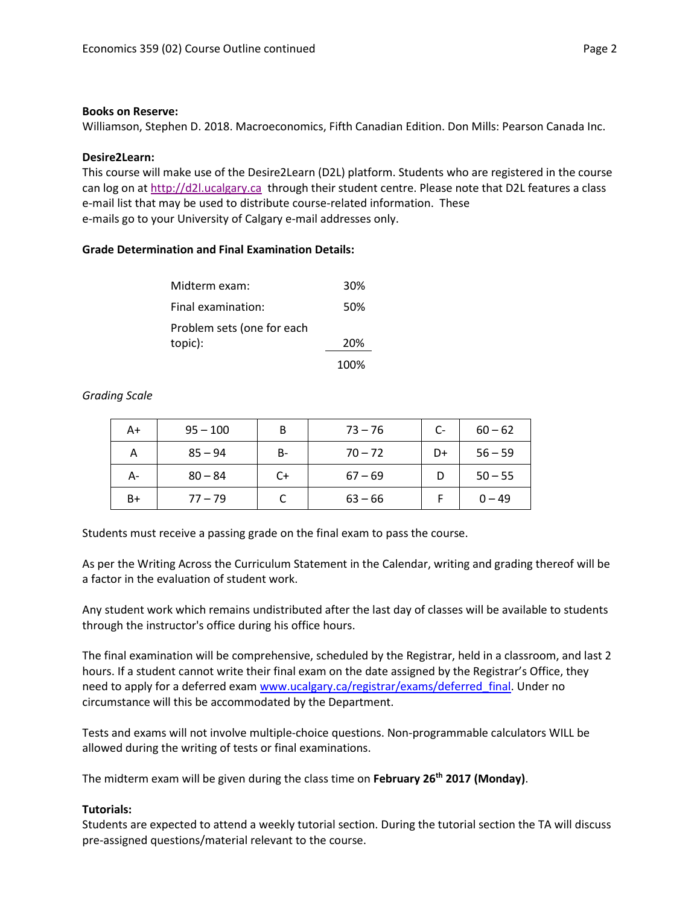**Books on Reserve:**
Williamson, Stephen D. 2018. Macroeconomics, Fifth Canadian Edition. Don Mills: Pearson Canada Inc.

**Desire2Learn:**
This course will make use of the Desire2Learn (D2L) platform. Students who are registered in the course can log on at http://d2l.ucalgary.ca through their student centre. Please note that D2L features a class e-mail list that may be used to distribute course-related information. These e-mails go to your University of Calgary e-mail addresses only.

**Grade Determination and Final Examination Details:**

| | |
|---|---|
| Midterm exam: | 30% |
| Final examination: | 50% |
| Problem sets (one for each topic): | 20% |
| | 100% |

*Grading Scale*

| | | | | | |
|---|---|---|---|---|---|
| A+ | 95 – 100 | B | 73 – 76 | C- | 60 – 62 |
| A | 85 – 94 | B- | 70 – 72 | D+ | 56 – 59 |
| A- | 80 – 84 | C+ | 67 – 69 | D | 50 – 55 |
| B+ | 77 – 79 | C | 63 – 66 | F | 0 – 49 |

Students must receive a passing grade on the final exam to pass the course.

As per the Writing Across the Curriculum Statement in the Calendar, writing and grading thereof will be a factor in the evaluation of student work.

Any student work which remains undistributed after the last day of classes will be available to students through the instructor's office during his office hours.

The final examination will be comprehensive, scheduled by the Registrar, held in a classroom, and last 2 hours. If a student cannot write their final exam on the date assigned by the Registrar's Office, they need to apply for a deferred exam www.ucalgary.ca/registrar/exams/deferred_final. Under no circumstance will this be accommodated by the Department.

Tests and exams will not involve multiple-choice questions. Non-programmable calculators WILL be allowed during the writing of tests or final examinations.

The midterm exam will be given during the class time on **February 26th 2017 (Monday)**.

**Tutorials:**
Students are expected to attend a weekly tutorial section. During the tutorial section the TA will discuss pre-assigned questions/material relevant to the course.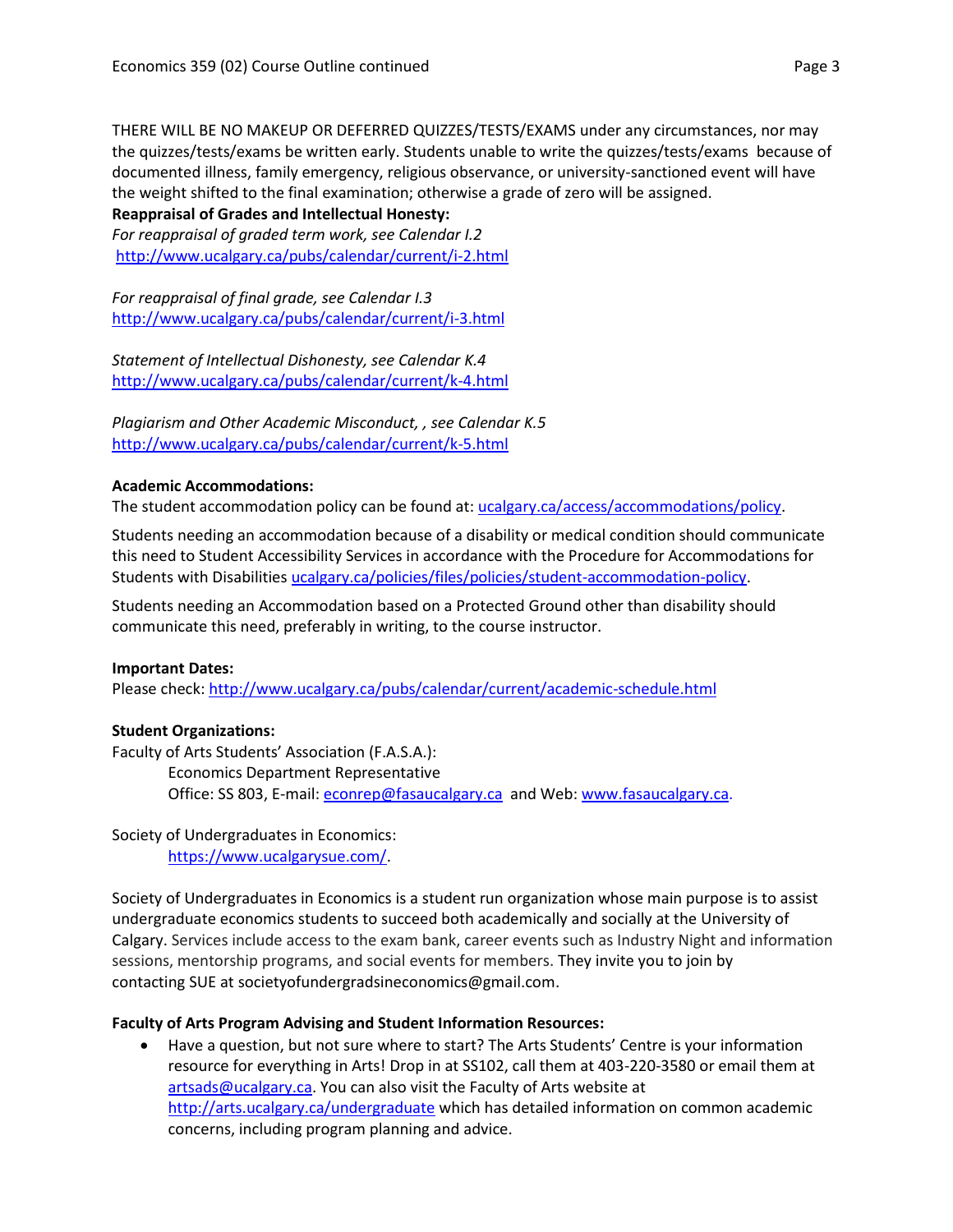THERE WILL BE NO MAKEUP OR DEFERRED QUIZZES/TESTS/EXAMS under any circumstances, nor may the quizzes/tests/exams be written early. Students unable to write the quizzes/tests/exams because of documented illness, family emergency, religious observance, or university-sanctioned event will have the weight shifted to the final examination; otherwise a grade of zero will be assigned.

**Reappraisal of Grades and Intellectual Honesty:**

*For reappraisal of graded term work, see Calendar I.2*
http://www.ucalgary.ca/pubs/calendar/current/i-2.html

*For reappraisal of final grade, see Calendar I.3*
http://www.ucalgary.ca/pubs/calendar/current/i-3.html

*Statement of Intellectual Dishonesty, see Calendar K.4*
http://www.ucalgary.ca/pubs/calendar/current/k-4.html

*Plagiarism and Other Academic Misconduct, , see Calendar K.5*
http://www.ucalgary.ca/pubs/calendar/current/k-5.html

**Academic Accommodations:**

The student accommodation policy can be found at: ucalgary.ca/access/accommodations/policy.

Students needing an accommodation because of a disability or medical condition should communicate this need to Student Accessibility Services in accordance with the Procedure for Accommodations for Students with Disabilities ucalgary.ca/policies/files/policies/student-accommodation-policy.

Students needing an Accommodation based on a Protected Ground other than disability should communicate this need, preferably in writing, to the course instructor.

**Important Dates:**

Please check: http://www.ucalgary.ca/pubs/calendar/current/academic-schedule.html

**Student Organizations:**

Faculty of Arts Students' Association (F.A.S.A.):
Economics Department Representative
Office: SS 803, E-mail: econrep@fasaucalgary.ca and Web: www.fasaucalgary.ca.

Society of Undergraduates in Economics:
https://www.ucalgarysue.com/.

Society of Undergraduates in Economics is a student run organization whose main purpose is to assist undergraduate economics students to succeed both academically and socially at the University of Calgary. Services include access to the exam bank, career events such as Industry Night and information sessions, mentorship programs, and social events for members. They invite you to join by contacting SUE at societyofundergradsineconomics@gmail.com.

**Faculty of Arts Program Advising and Student Information Resources:**

- Have a question, but not sure where to start? The Arts Students' Centre is your information resource for everything in Arts! Drop in at SS102, call them at 403-220-3580 or email them at artsads@ucalgary.ca. You can also visit the Faculty of Arts website at http://arts.ucalgary.ca/undergraduate which has detailed information on common academic concerns, including program planning and advice.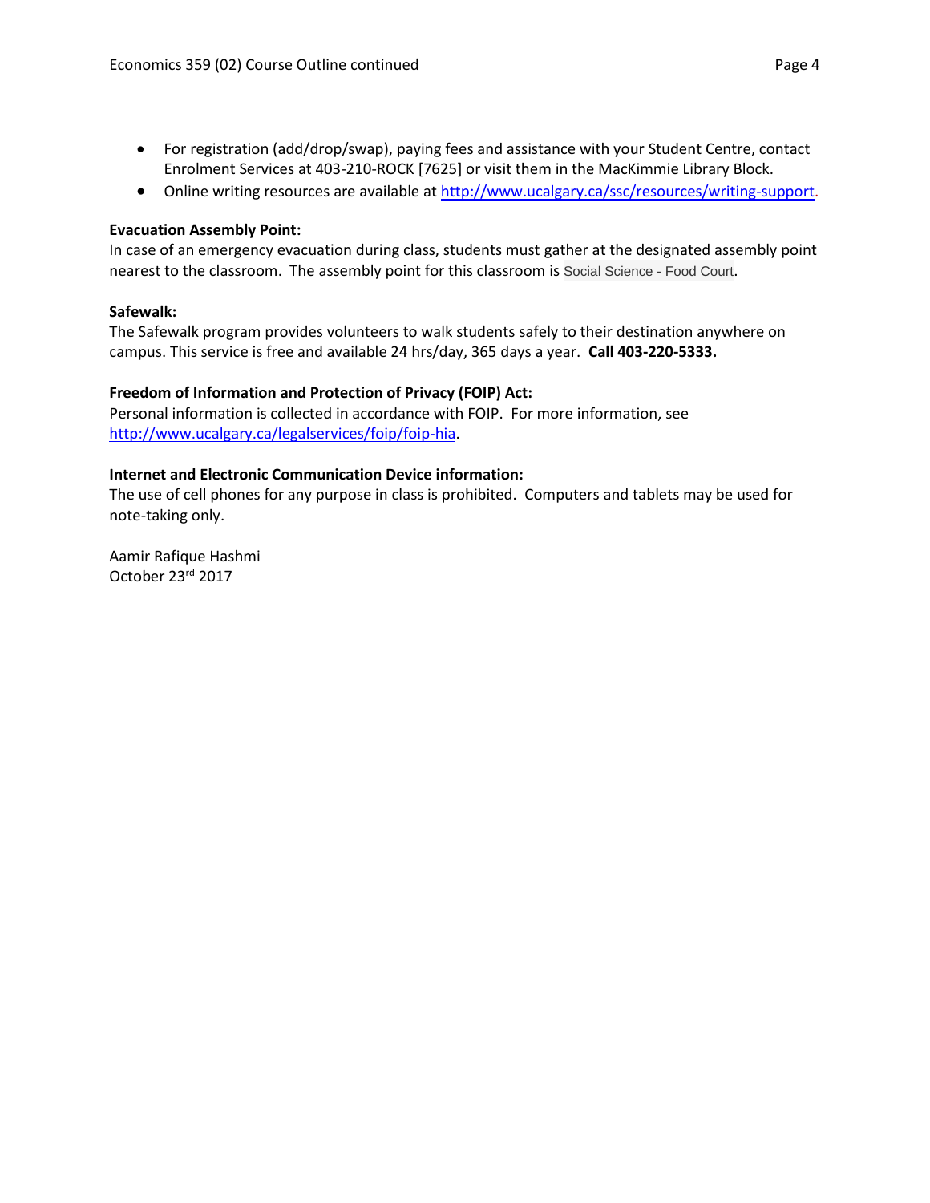- For registration (add/drop/swap), paying fees and assistance with your Student Centre, contact Enrolment Services at 403-210-ROCK [7625] or visit them in the MacKimmie Library Block.
- Online writing resources are available at http://www.ucalgary.ca/ssc/resources/writing-support.

**Evacuation Assembly Point:**
In case of an emergency evacuation during class, students must gather at the designated assembly point nearest to the classroom. The assembly point for this classroom is Social Science - Food Court.

**Safewalk:**
The Safewalk program provides volunteers to walk students safely to their destination anywhere on campus. This service is free and available 24 hrs/day, 365 days a year. **Call 403-220-5333.**

**Freedom of Information and Protection of Privacy (FOIP) Act:**
Personal information is collected in accordance with FOIP. For more information, see http://www.ucalgary.ca/legalservices/foip/foip-hia.

**Internet and Electronic Communication Device information:**
The use of cell phones for any purpose in class is prohibited. Computers and tablets may be used for note-taking only.

Aamir Rafique Hashmi
October 23rd 2017